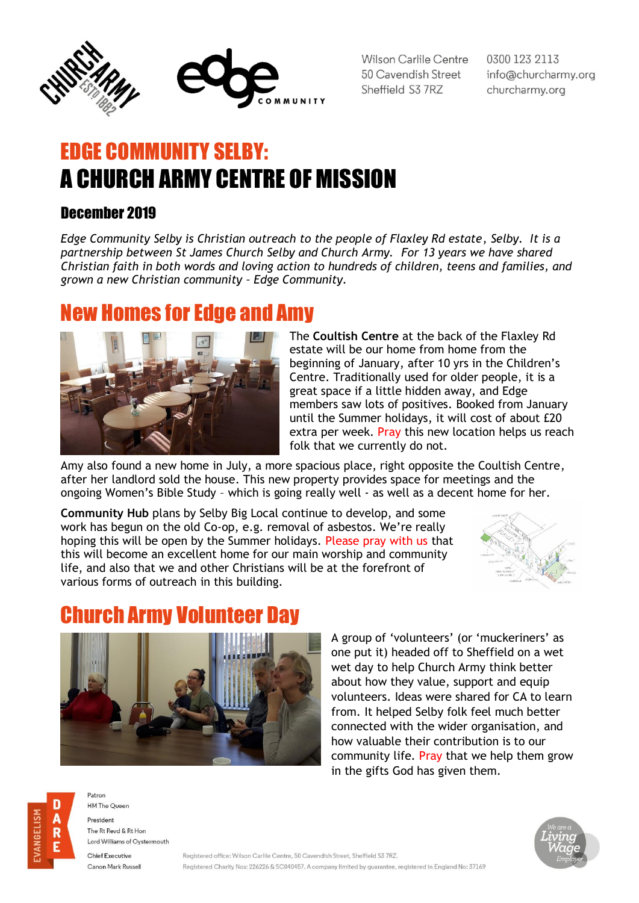Wilson Carlile Centre
50 Cavendish Street
Sheffield S3 7RZ

0300 123 2113
info@churcharmy.org
churcharmy.org

# EDGE COMMUNITY SELBY:
# A CHURCH ARMY CENTRE OF MISSION

### December 2019

*Edge Community Selby is Christian outreach to the people of Flaxley Rd estate, Selby. It is a partnership between St James Church Selby and Church Army. For 13 years we have shared Christian faith in both words and loving action to hundreds of children, teens and families, and grown a new Christian community – Edge Community.*

## New Homes for Edge and Amy

The **Coultish Centre** at the back of the Flaxley Rd estate will be our home from home from the beginning of January, after 10 yrs in the Children's Centre. Traditionally used for older people, it is a great space if a little hidden away, and Edge members saw lots of positives. Booked from January until the Summer holidays, it will cost of about £20 extra per week. Pray this new location helps us reach folk that we currently do not.

Amy also found a new home in July, a more spacious place, right opposite the Coultish Centre, after her landlord sold the house. This new property provides space for meetings and the ongoing Women's Bible Study – which is going really well - as well as a decent home for her.

**Community Hub** plans by Selby Big Local continue to develop, and some work has begun on the old Co-op, e.g. removal of asbestos. We're really hoping this will be open by the Summer holidays. Please pray with us that this will become an excellent home for our main worship and community life, and also that we and other Christians will be at the forefront of various forms of outreach in this building.

## Church Army Volunteer Day

A group of 'volunteers' (or 'muckeriners' as one put it) headed off to Sheffield on a wet wet day to help Church Army think better about how they value, support and equip volunteers. Ideas were shared for CA to learn from. It helped Selby folk feel much better connected with the wider organisation, and how valuable their contribution is to our community life. Pray that we help them grow in the gifts God has given them.

Patron
HM The Queen

President
The Rt Revd & Rt Hon
Lord Williams of Oystermouth

Chief Executive
Canon Mark Russell

Registered office: Wilson Carlile Centre, 50 Cavendish Street, Sheffield S3 7RZ.
Registered Charity Nos: 226226 & SC040457. A company limited by guarantee, registered in England No: 37169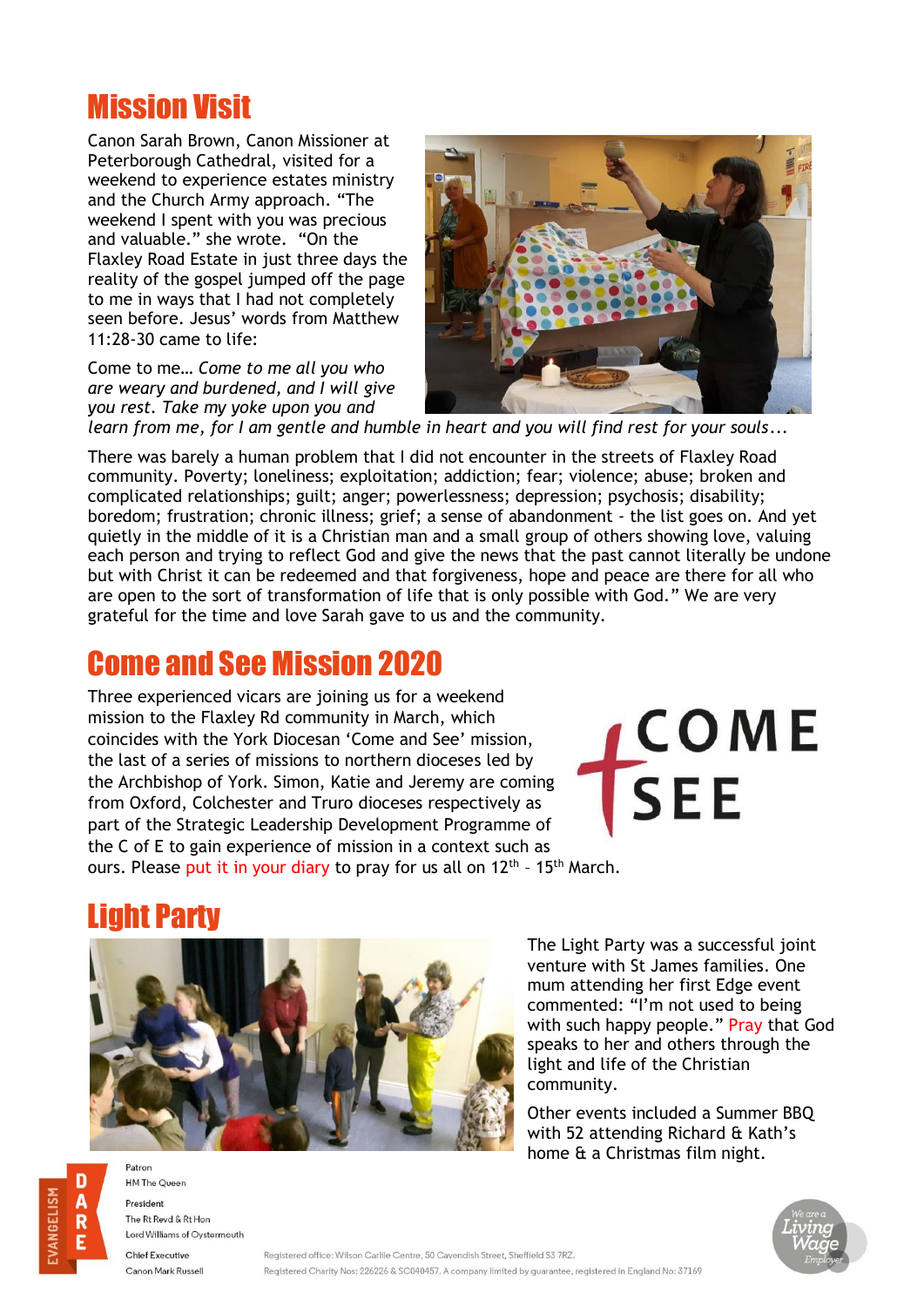## Mission Visit

Canon Sarah Brown, Canon Missioner at Peterborough Cathedral, visited for a weekend to experience estates ministry and the Church Army approach. "The weekend I spent with you was precious and valuable." she wrote. "On the Flaxley Road Estate in just three days the reality of the gospel jumped off the page to me in ways that I had not completely seen before. Jesus' words from Matthew 11:28-30 came to life:

Come to me… *Come to me all you who are weary and burdened, and I will give you rest. Take my yoke upon you and learn from me, for I am gentle and humble in heart and you will find rest for your souls...*

There was barely a human problem that I did not encounter in the streets of Flaxley Road community. Poverty; loneliness; exploitation; addiction; fear; violence; abuse; broken and complicated relationships; guilt; anger; powerlessness; depression; psychosis; disability; boredom; frustration; chronic illness; grief; a sense of abandonment - the list goes on. And yet quietly in the middle of it is a Christian man and a small group of others showing love, valuing each person and trying to reflect God and give the news that the past cannot literally be undone but with Christ it can be redeemed and that forgiveness, hope and peace are there for all who are open to the sort of transformation of life that is only possible with God." We are very grateful for the time and love Sarah gave to us and the community.

## Come and See Mission 2020

Three experienced vicars are joining us for a weekend mission to the Flaxley Rd community in March, which coincides with the York Diocesan 'Come and See' mission, the last of a series of missions to northern dioceses led by the Archbishop of York. Simon, Katie and Jeremy are coming from Oxford, Colchester and Truro dioceses respectively as part of the Strategic Leadership Development Programme of the C of E to gain experience of mission in a context such as ours. Please put it in your diary to pray for us all on 12th – 15th March.

## Light Party

The Light Party was a successful joint venture with St James families. One mum attending her first Edge event commented: "I'm not used to being with such happy people." Pray that God speaks to her and others through the light and life of the Christian community.

Other events included a Summer BBQ with 52 attending Richard & Kath's home & a Christmas film night.

Patron
HM The Queen

President
The Rt Revd & Rt Hon
Lord Williams of Oystermouth

Chief Executive
Canon Mark Russell

Registered office: Wilson Carlile Centre, 50 Cavendish Street, Sheffield S3 7RZ.
Registered Charity Nos: 226226 & SC040457. A company limited by guarantee, registered in England No: 37169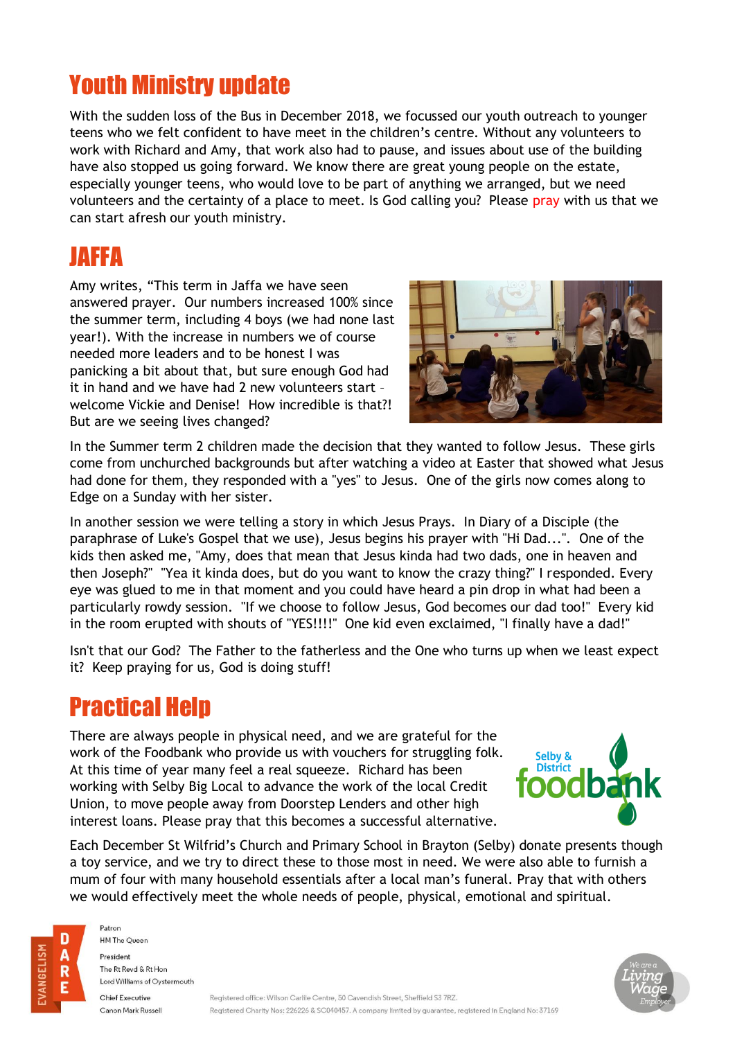# Youth Ministry update

With the sudden loss of the Bus in December 2018, we focussed our youth outreach to younger teens who we felt confident to have meet in the children's centre. Without any volunteers to work with Richard and Amy, that work also had to pause, and issues about use of the building have also stopped us going forward. We know there are great young people on the estate, especially younger teens, who would love to be part of anything we arranged, but we need volunteers and the certainty of a place to meet. Is God calling you? Please pray with us that we can start afresh our youth ministry.

# JAFFA

Amy writes, "This term in Jaffa we have seen answered prayer. Our numbers increased 100% since the summer term, including 4 boys (we had none last year!). With the increase in numbers we of course needed more leaders and to be honest I was panicking a bit about that, but sure enough God had it in hand and we have had 2 new volunteers start – welcome Vickie and Denise! How incredible is that?! But are we seeing lives changed?

In the Summer term 2 children made the decision that they wanted to follow Jesus. These girls come from unchurched backgrounds but after watching a video at Easter that showed what Jesus had done for them, they responded with a "yes" to Jesus. One of the girls now comes along to Edge on a Sunday with her sister.

In another session we were telling a story in which Jesus Prays. In Diary of a Disciple (the paraphrase of Luke's Gospel that we use), Jesus begins his prayer with "Hi Dad...". One of the kids then asked me, "Amy, does that mean that Jesus kinda had two dads, one in heaven and then Joseph?" "Yea it kinda does, but do you want to know the crazy thing?" I responded. Every eye was glued to me in that moment and you could have heard a pin drop in what had been a particularly rowdy session. "If we choose to follow Jesus, God becomes our dad too!" Every kid in the room erupted with shouts of "YES!!!!" One kid even exclaimed, "I finally have a dad!"

Isn't that our God? The Father to the fatherless and the One who turns up when we least expect it? Keep praying for us, God is doing stuff!

# Practical Help

There are always people in physical need, and we are grateful for the work of the Foodbank who provide us with vouchers for struggling folk. At this time of year many feel a real squeeze. Richard has been working with Selby Big Local to advance the work of the local Credit Union, to move people away from Doorstep Lenders and other high interest loans. Please pray that this becomes a successful alternative.

Each December St Wilfrid's Church and Primary School in Brayton (Selby) donate presents though a toy service, and we try to direct these to those most in need. We were also able to furnish a mum of four with many household essentials after a local man's funeral. Pray that with others we would effectively meet the whole needs of people, physical, emotional and spiritual.

Patron
HM The Queen

President
The Rt Revd & Rt Hon
Lord Williams of Oystermouth

Chief Executive
Canon Mark Russell

Registered office: Wilson Carlile Centre, 50 Cavendish Street, Sheffield S3 7RZ.
Registered Charity Nos: 226226 & SC040457. A company limited by guarantee, registered in England No: 37169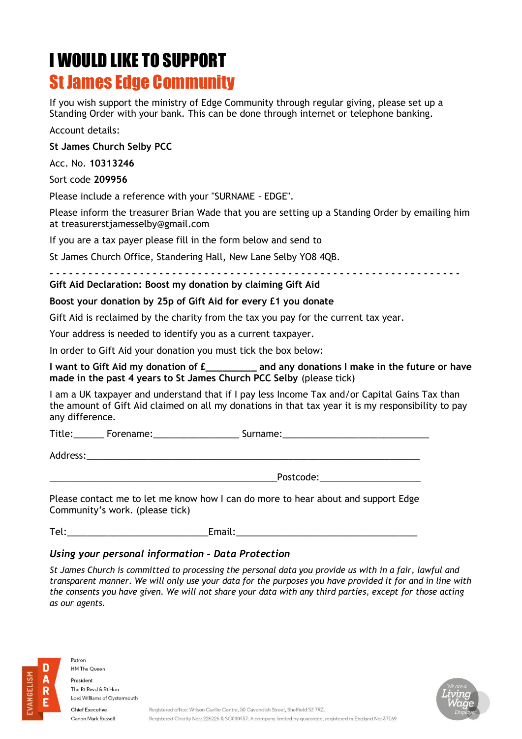# I WOULD LIKE TO SUPPORT
## St James Edge Community

If you wish support the ministry of Edge Community through regular giving, please set up a Standing Order with your bank. This can be done through internet or telephone banking.

Account details:

**St James Church Selby PCC**

Acc. No. **10313246**

Sort code **209956**

Please include a reference with your "SURNAME - EDGE".

Please inform the treasurer Brian Wade that you are setting up a Standing Order by emailing him at treasurerstjamesselby@gmail.com

If you are a tax payer please fill in the form below and send to

St James Church Office, Standering Hall, New Lane Selby YO8 4QB.

- - - - - - - - - - - - - - - - - - - - - - - - - - - - - - - - - - - - - - - - - - - - - - - - - - - - - - - - - - - - - - - - - -

**Gift Aid Declaration: Boost my donation by claiming Gift Aid**

**Boost your donation by 25p of Gift Aid for every £1 you donate**

Gift Aid is reclaimed by the charity from the tax you pay for the current tax year.

Your address is needed to identify you as a current taxpayer.

In order to Gift Aid your donation you must tick the box below:

**I want to Gift Aid my donation of £__________ and any donations I make in the future or have made in the past 4 years to St James Church PCC Selby** (please tick)

I am a UK taxpayer and understand that if I pay less Income Tax and/or Capital Gains Tax than the amount of Gift Aid claimed on all my donations in that tax year it is my responsibility to pay any difference.

Title:______ Forename:________________ Surname:____________________________

Address:______________________________________________________________

____________________________________________Postcode:___________________

Please contact me to let me know how I can do more to hear about and support Edge Community's work. (please tick)

Tel:___________________________Email:___________________________________

### *Using your personal information – Data Protection*

*St James Church is committed to processing the personal data you provide us with in a fair, lawful and transparent manner. We will only use your data for the purposes you have provided it for and in line with the consents you have given. We will not share your data with any third parties, except for those acting as our agents.*

EVANGELISM DARE

Patron
HM The Queen

President
The Rt Revd & Rt Hon
Lord Williams of Oystermouth

Chief Executive
Canon Mark Russell

Registered office: Wilson Carlile Centre, 50 Cavendish Street, Sheffield S3 7RZ.
Registered Charity Nos: 226226 & SC040457. A company limited by guarantee, registered in England No: 37169

We are a Living Wage Employer